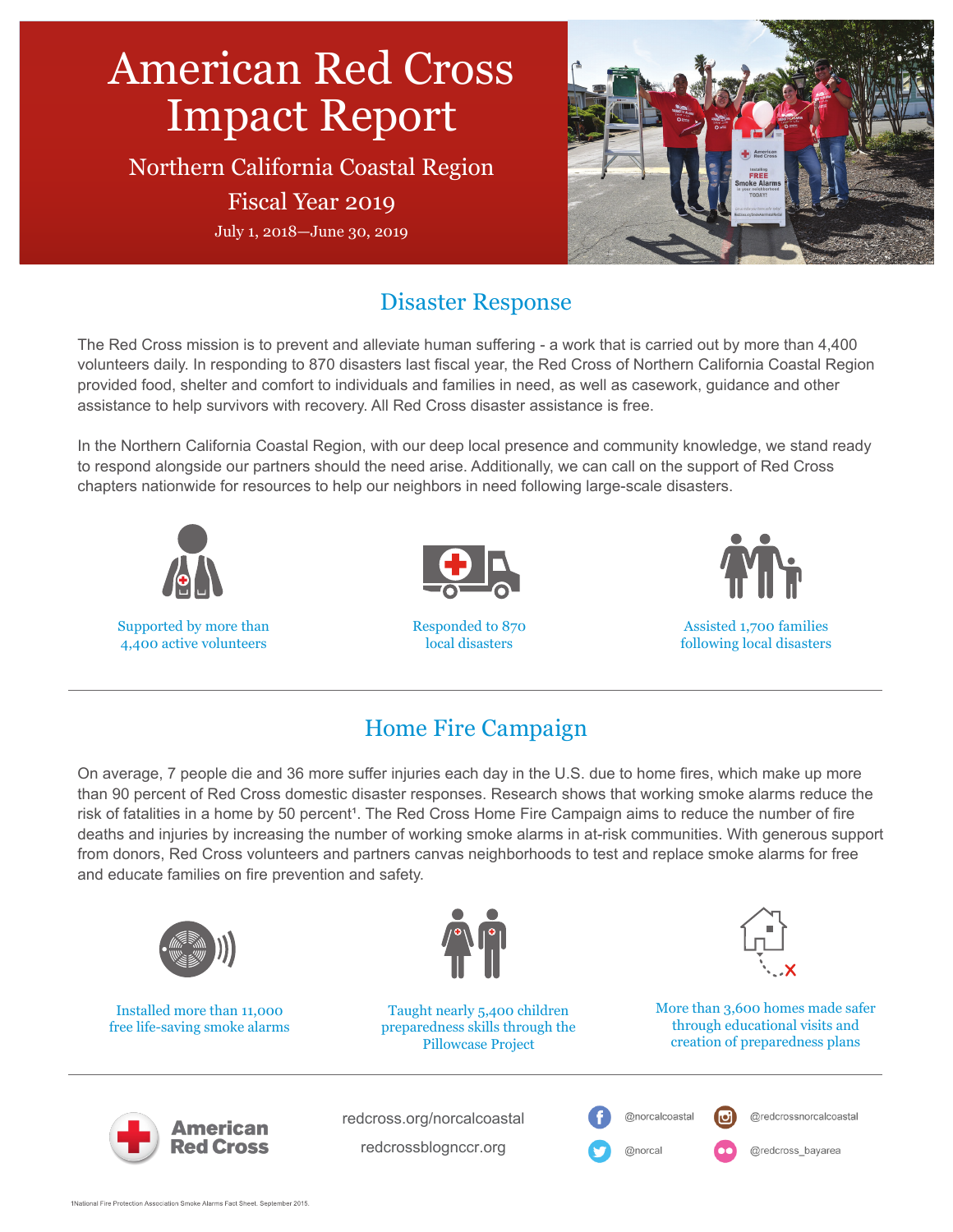# American Red Cross Impact Report

## Northern California Coastal Region

## Fiscal Year 2019

July 1, 2018—June 30, 2019

## Disaster Response

The Red Cross mission is to prevent and alleviate human suffering - a work that is carried out by more than 4,400 volunteers daily. In responding to 870 disasters last fiscal year, the Red Cross of Northern California Coastal Region provided food, shelter and comfort to individuals and families in need, as well as casework, guidance and other assistance to help survivors with recovery. All Red Cross disaster assistance is free.

In the Northern California Coastal Region, with our deep local presence and community knowledge, we stand ready to respond alongside our partners should the need arise. Additionally, we can call on the support of Red Cross chapters nationwide for resources to help our neighbors in need following large-scale disasters.

Supported by more than 4,400 active volunteers

Responded to 870 local disasters

Assisted 1,700 families following local disasters

## Home Fire Campaign

On average, 7 people die and 36 more suffer injuries each day in the U.S. due to home fires, which make up more than 90 percent of Red Cross domestic disaster responses. Research shows that working smoke alarms reduce the risk of fatalities in a home by 50 percent[1]. The Red Cross Home Fire Campaign aims to reduce the number of fire deaths and injuries by increasing the number of working smoke alarms in at-risk communities. With generous support from donors, Red Cross volunteers and partners canvas neighborhoods to test and replace smoke alarms for free and educate families on fire prevention and safety.

Installed more than 11,000 free life-saving smoke alarms

Taught nearly 5,400 children preparedness skills through the Pillowcase Project

More than 3,600 homes made safer through educational visits and creation of preparedness plans

**American Red Cross**

redcross.org/norcalcoastal

redcrossblognccr.org

@norcalcoastal

@redcrossnorcalcoastal

@norcal

@redcross_bayarea

[1]National Fire Protection Association Smoke Alarms Fact Sheet. September 2015.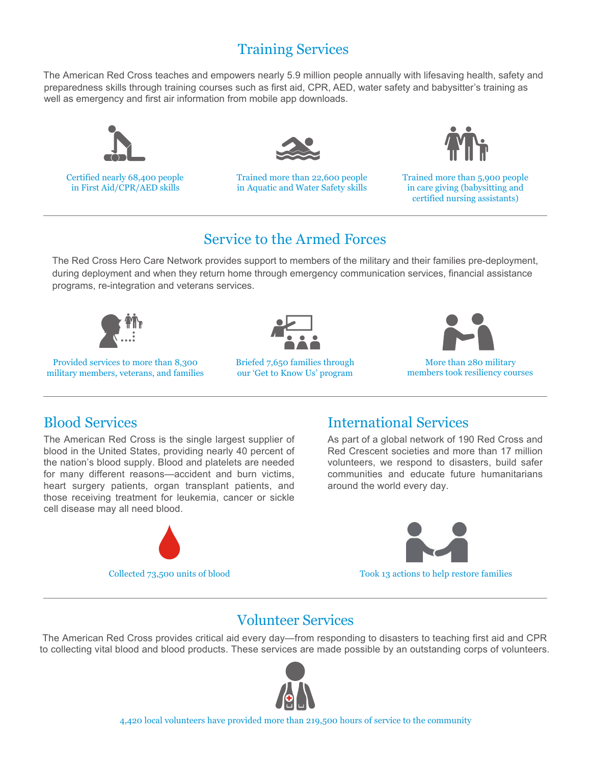## Training Services

The American Red Cross teaches and empowers nearly 5.9 million people annually with lifesaving health, safety and preparedness skills through training courses such as first aid, CPR, AED, water safety and babysitter's training as well as emergency and first air information from mobile app downloads.

Certified nearly 68,400 people in First Aid/CPR/AED skills

Trained more than 22,600 people in Aquatic and Water Safety skills

Trained more than 5,900 people in care giving (babysitting and certified nursing assistants)

---

## Service to the Armed Forces

The Red Cross Hero Care Network provides support to members of the military and their families pre-deployment, during deployment and when they return home through emergency communication services, financial assistance programs, re-integration and veterans services.

Provided services to more than 8,300 military members, veterans, and families

Briefed 7,650 families through our 'Get to Know Us' program

More than 280 military members took resiliency courses

---

## Blood Services

The American Red Cross is the single largest supplier of blood in the United States, providing nearly 40 percent of the nation's blood supply. Blood and platelets are needed for many different reasons—accident and burn victims, heart surgery patients, organ transplant patients, and those receiving treatment for leukemia, cancer or sickle cell disease may all need blood.

Collected 73,500 units of blood

## International Services

As part of a global network of 190 Red Cross and Red Crescent societies and more than 17 million volunteers, we respond to disasters, build safer communities and educate future humanitarians around the world every day.

Took 13 actions to help restore families

---

## Volunteer Services

The American Red Cross provides critical aid every day—from responding to disasters to teaching first aid and CPR to collecting vital blood and blood products. These services are made possible by an outstanding corps of volunteers.

4,420 local volunteers have provided more than 219,500 hours of service to the community